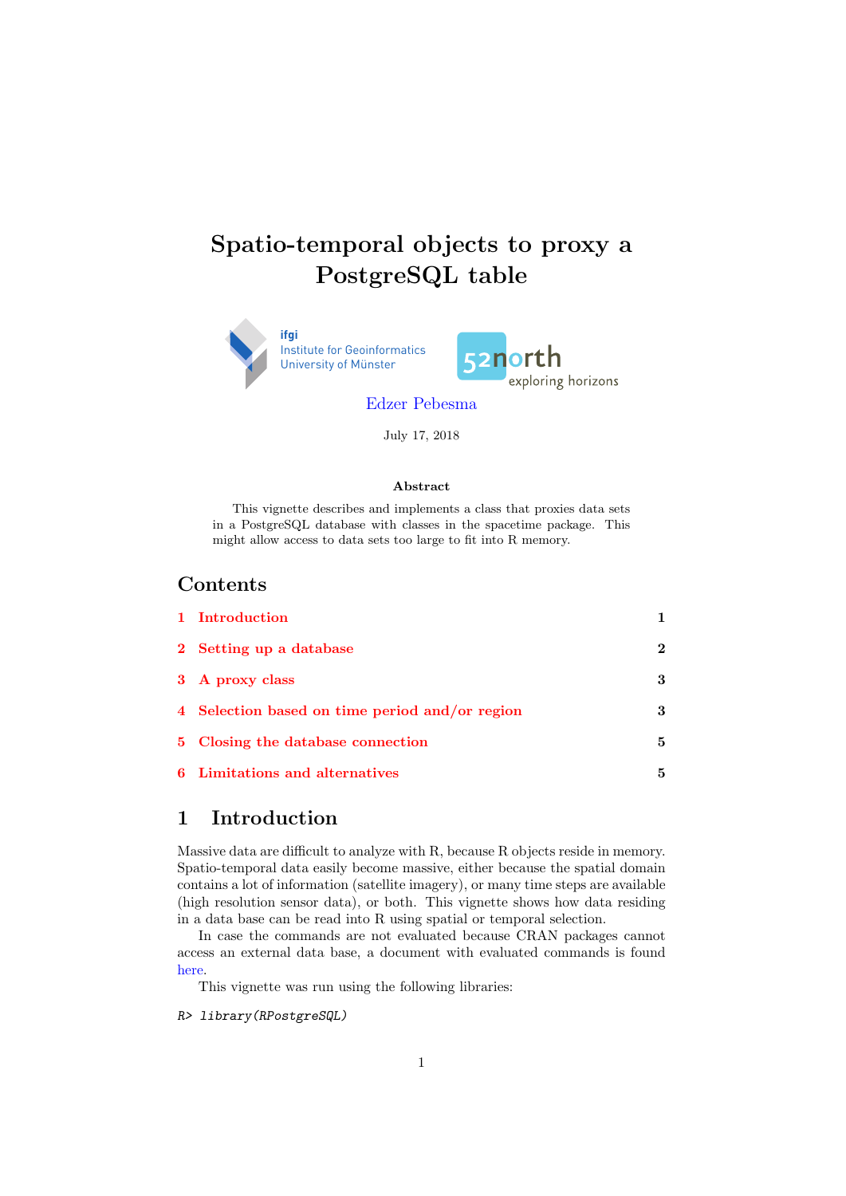# Spatio-temporal objects to proxy a PostgreSQL table

ifgi
Institute for Geoinformatics
University of Münster

52north
exploring horizons

Edzer Pebesma

July 17, 2018

### Abstract

This vignette describes and implements a class that proxies data sets in a PostgreSQL database with classes in the spacetime package. This might allow access to data sets too large to fit into R memory.

## Contents

1 Introduction 1

2 Setting up a database 2

3 A proxy class 3

4 Selection based on time period and/or region 3

5 Closing the database connection 5

6 Limitations and alternatives 5

## 1 Introduction

Massive data are difficult to analyze with R, because R objects reside in memory. Spatio-temporal data easily become massive, either because the spatial domain contains a lot of information (satellite imagery), or many time steps are available (high resolution sensor data), or both. This vignette shows how data residing in a data base can be read into R using spatial or temporal selection.

In case the commands are not evaluated because CRAN packages cannot access an external data base, a document with evaluated commands is found here.

This vignette was run using the following libraries:

```
R> library(RPostgreSQL)
```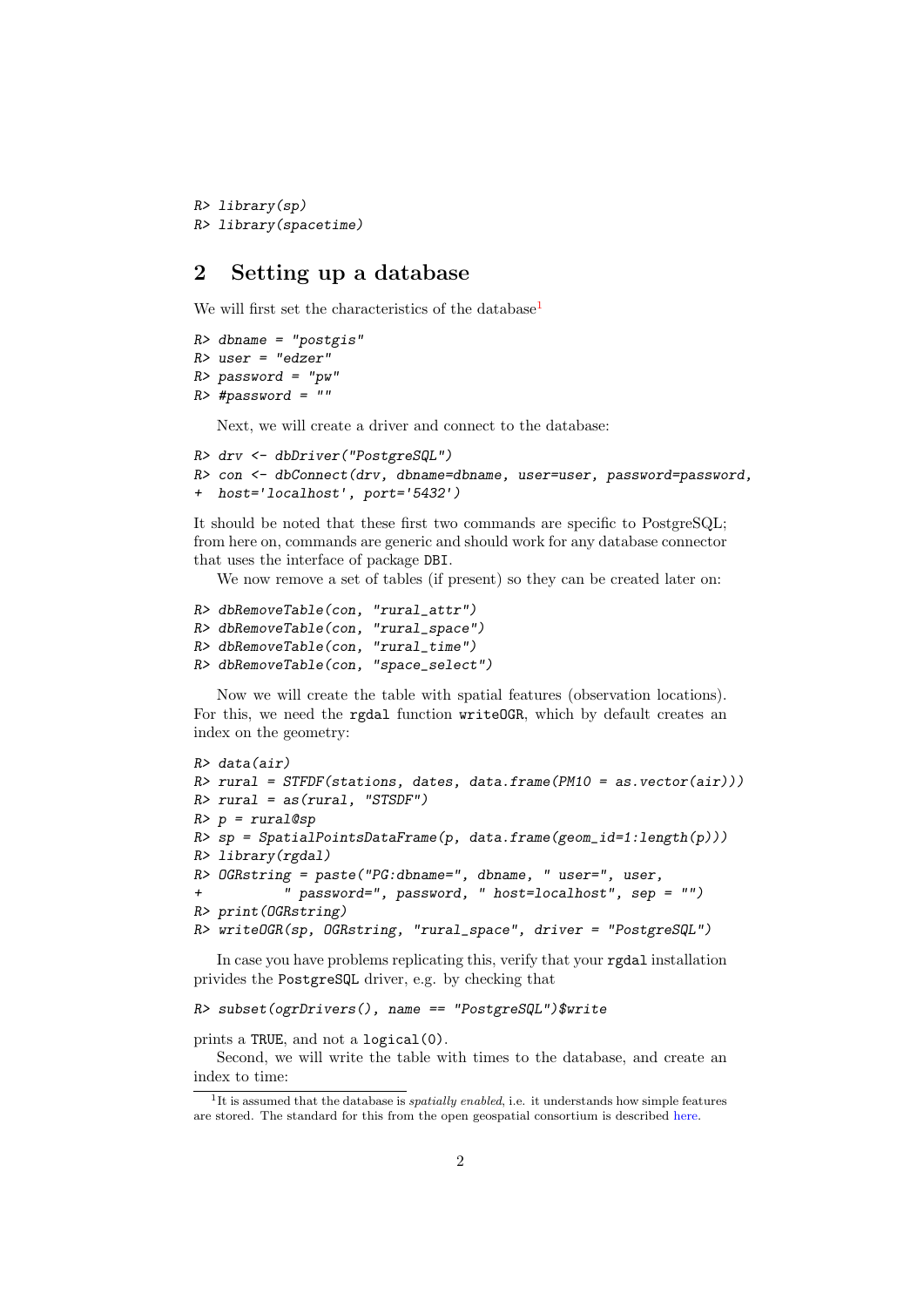```
R> library(sp)
R> library(spacetime)
```

## 2 Setting up a database

We will first set the characteristics of the database[1]

```
R> dbname = "postgis"
R> user = "edzer"
R> password = "pw"
R> #password = ""
```

Next, we will create a driver and connect to the database:

```
R> drv <- dbDriver("PostgreSQL")
R> con <- dbConnect(drv, dbname=dbname, user=user, password=password,
+  host='localhost', port='5432')
```

It should be noted that these first two commands are specific to PostgreSQL; from here on, commands are generic and should work for any database connector that uses the interface of package DBI.

We now remove a set of tables (if present) so they can be created later on:

```
R> dbRemoveTable(con, "rural_attr")
R> dbRemoveTable(con, "rural_space")
R> dbRemoveTable(con, "rural_time")
R> dbRemoveTable(con, "space_select")
```

Now we will create the table with spatial features (observation locations). For this, we need the rgdal function writeOGR, which by default creates an index on the geometry:

```
R> data(air)
R> rural = STFDF(stations, dates, data.frame(PM10 = as.vector(air)))
R> rural = as(rural, "STSDF")
R> p = rural@sp
R> sp = SpatialPointsDataFrame(p, data.frame(geom_id=1:length(p)))
R> library(rgdal)
R> OGRstring = paste("PG:dbname=", dbname, " user=", user,
+          " password=", password, " host=localhost", sep = "")
R> print(OGRstring)
R> writeOGR(sp, OGRstring, "rural_space", driver = "PostgreSQL")
```

In case you have problems replicating this, verify that your rgdal installation privides the PostgreSQL driver, e.g. by checking that

```
R> subset(ogrDrivers(), name == "PostgreSQL")$write
```

prints a TRUE, and not a logical(0).

Second, we will write the table with times to the database, and create an index to time:

[1] It is assumed that the database is *spatially enabled*, i.e. it understands how simple features are stored. The standard for this from the open geospatial consortium is described here.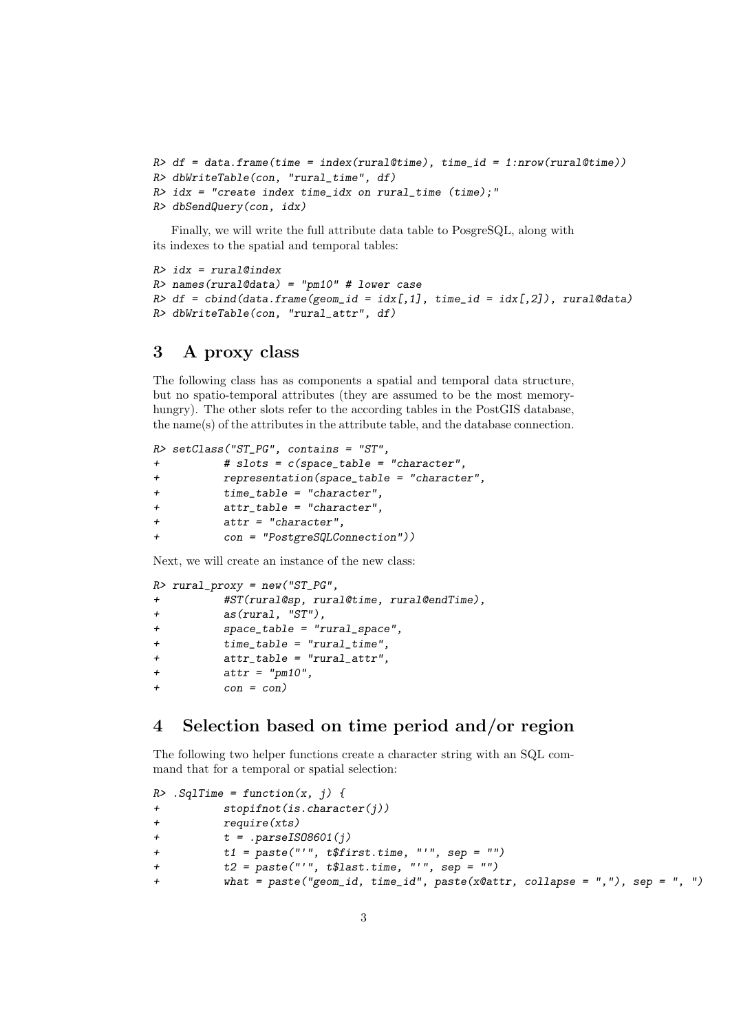```
R> df = data.frame(time = index(rural@time), time_id = 1:nrow(rural@time))
R> dbWriteTable(con, "rural_time", df)
R> idx = "create index time_idx on rural_time (time);"
R> dbSendQuery(con, idx)
```

Finally, we will write the full attribute data table to PosgreSQL, along with its indexes to the spatial and temporal tables:

```
R> idx = rural@index
R> names(rural@data) = "pm10" # lower case
R> df = cbind(data.frame(geom_id = idx[,1], time_id = idx[,2]), rural@data)
R> dbWriteTable(con, "rural_attr", df)
```

# 3 A proxy class

The following class has as components a spatial and temporal data structure, but no spatio-temporal attributes (they are assumed to be the most memory-hungry). The other slots refer to the according tables in the PostGIS database, the name(s) of the attributes in the attribute table, and the database connection.

```
R> setClass("ST_PG", contains = "ST",
+         # slots = c(space_table = "character",
+         representation(space_table = "character",
+         time_table = "character",
+         attr_table = "character",
+         attr = "character",
+         con = "PostgreSQLConnection"))
```

Next, we will create an instance of the new class:

```
R> rural_proxy = new("ST_PG",
+         #ST(rural@sp, rural@time, rural@endTime),
+         as(rural, "ST"),
+         space_table = "rural_space",
+         time_table = "rural_time",
+         attr_table = "rural_attr",
+         attr = "pm10",
+         con = con)
```

# 4 Selection based on time period and/or region

The following two helper functions create a character string with an SQL command that for a temporal or spatial selection:

```
R> .SqlTime = function(x, j) {
+         stopifnot(is.character(j))
+         require(xts)
+         t = .parseISO8601(j)
+         t1 = paste("'", t$first.time, "'", sep = "")
+         t2 = paste("'", t$last.time, "'", sep = "")
+         what = paste("geom_id, time_id", paste(x@attr, collapse = ","), sep = ", ")
```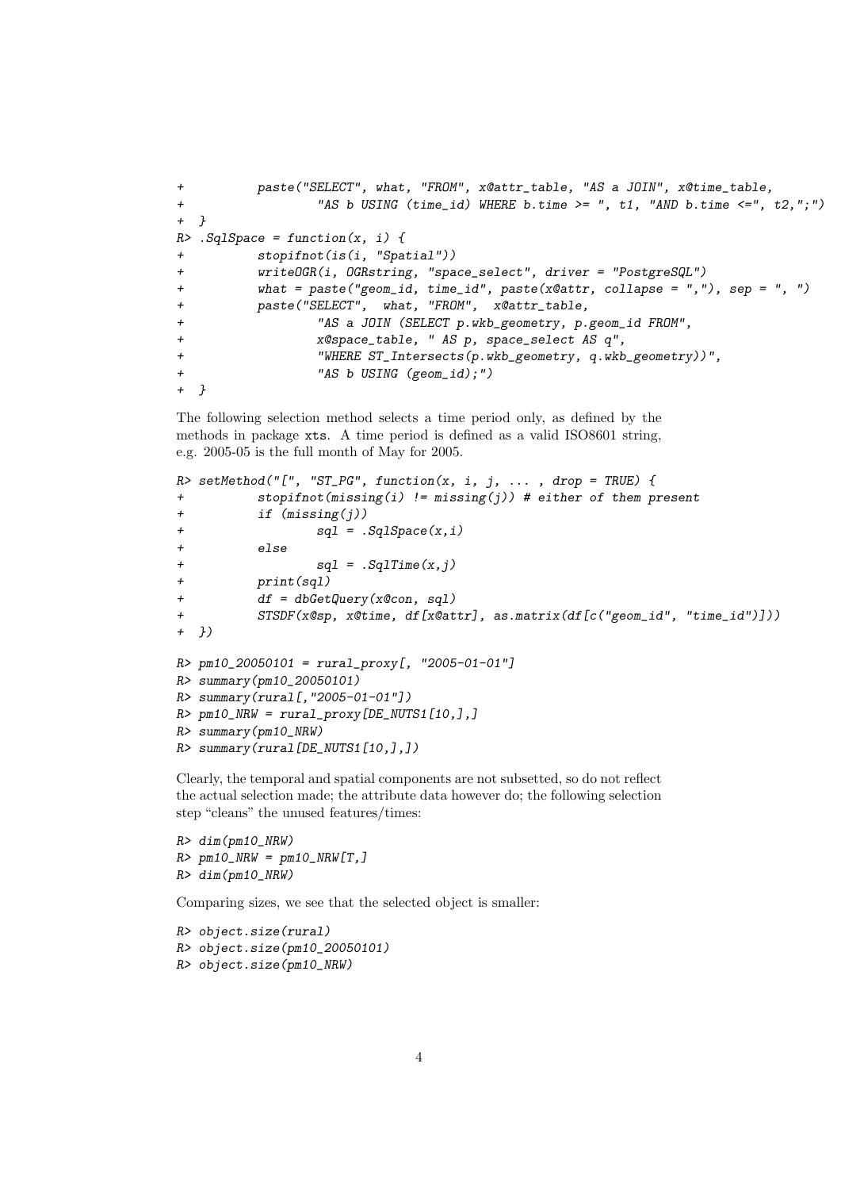```
+          paste("SELECT", what, "FROM", x@attr_table, "AS a JOIN", x@time_table,
+                  "AS b USING (time_id) WHERE b.time >= ", t1, "AND b.time <=", t2,";")
+  }
R> .SqlSpace = function(x, i) {
+          stopifnot(is(i, "Spatial"))
+          writeOGR(i, OGRstring, "space_select", driver = "PostgreSQL")
+          what = paste("geom_id, time_id", paste(x@attr, collapse = ","), sep = ", ")
+          paste("SELECT",  what, "FROM",  x@attr_table,
+                  "AS a JOIN (SELECT p.wkb_geometry, p.geom_id FROM",
+                  x@space_table, " AS p, space_select AS q",
+                  "WHERE ST_Intersects(p.wkb_geometry, q.wkb_geometry))",
+                  "AS b USING (geom_id);")
+  }
```

The following selection method selects a time period only, as defined by the methods in package `xts`. A time period is defined as a valid ISO8601 string, e.g. 2005-05 is the full month of May for 2005.

```
R> setMethod("[", "ST_PG", function(x, i, j, ... , drop = TRUE) {
+          stopifnot(missing(i) != missing(j)) # either of them present
+          if (missing(j))
+                  sql = .SqlSpace(x,i)
+          else
+                  sql = .SqlTime(x,j)
+          print(sql)
+          df = dbGetQuery(x@con, sql)
+          STSDF(x@sp, x@time, df[x@attr], as.matrix(df[c("geom_id", "time_id")]))
+  })
```

```
R> pm10_20050101 = rural_proxy[, "2005-01-01"]
R> summary(pm10_20050101)
R> summary(rural[,"2005-01-01"])
R> pm10_NRW = rural_proxy[DE_NUTS1[10,],]
R> summary(pm10_NRW)
R> summary(rural[DE_NUTS1[10,],])
```

Clearly, the temporal and spatial components are not subsetted, so do not reflect the actual selection made; the attribute data however do; the following selection step "cleans" the unused features/times:

```
R> dim(pm10_NRW)
R> pm10_NRW = pm10_NRW[T,]
R> dim(pm10_NRW)
```

Comparing sizes, we see that the selected object is smaller:

```
R> object.size(rural)
R> object.size(pm10_20050101)
R> object.size(pm10_NRW)
```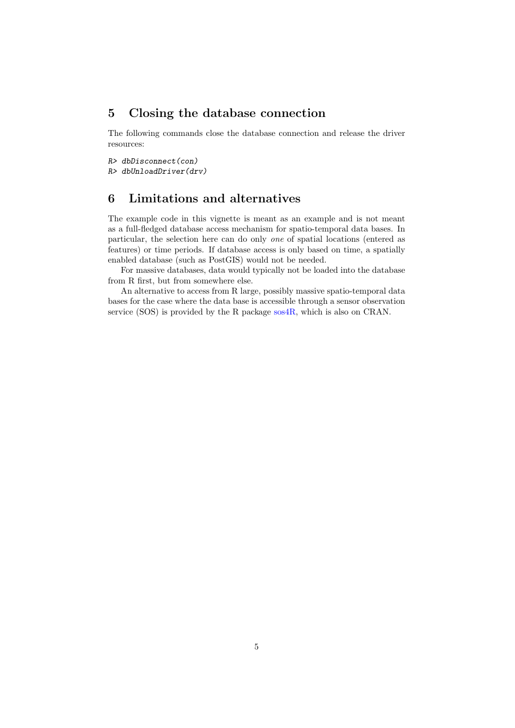## 5 Closing the database connection

The following commands close the database connection and release the driver resources:

```
R> dbDisconnect(con)
R> dbUnloadDriver(drv)
```

## 6 Limitations and alternatives

The example code in this vignette is meant as an example and is not meant as a full-fledged database access mechanism for spatio-temporal data bases. In particular, the selection here can do only *one* of spatial locations (entered as features) or time periods. If database access is only based on time, a spatially enabled database (such as PostGIS) would not be needed.

For massive databases, data would typically not be loaded into the database from R first, but from somewhere else.

An alternative to access from R large, possibly massive spatio-temporal data bases for the case where the data base is accessible through a sensor observation service (SOS) is provided by the R package sos4R, which is also on CRAN.